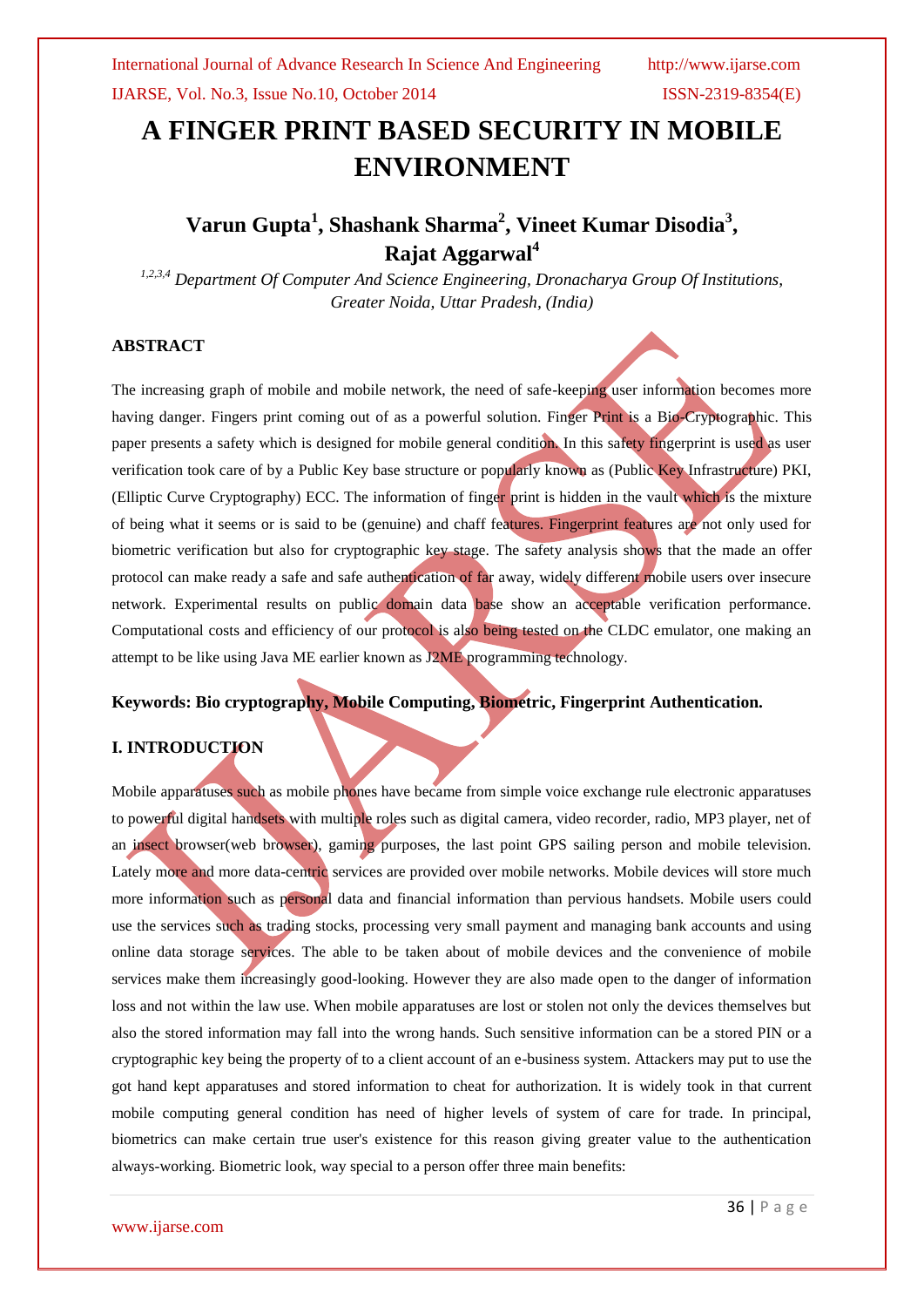# A FINGER PRINT BASED SECURITY IN MOBILE ENVIRONMENT

## Varun Gupta[1], Shashank Sharma[2], Vineet Kumar Disodia[3], Rajat Aggarwal[4]

*[1,2,3,4] Department Of Computer And Science Engineering, Dronacharya Group Of Institutions, Greater Noida, Uttar Pradesh, (India)*

### ABSTRACT

The increasing graph of mobile and mobile network, the need of safe-keeping user information becomes more having danger. Fingers print coming out of as a powerful solution. Finger Print is a Bio-Cryptographic. This paper presents a safety which is designed for mobile general condition. In this safety fingerprint is used as user verification took care of by a Public Key base structure or popularly known as (Public Key Infrastructure) PKI, (Elliptic Curve Cryptography) ECC. The information of finger print is hidden in the vault which is the mixture of being what it seems or is said to be (genuine) and chaff features. Fingerprint features are not only used for biometric verification but also for cryptographic key stage. The safety analysis shows that the made an offer protocol can make ready a safe and safe authentication of far away, widely different mobile users over insecure network. Experimental results on public domain data base show an acceptable verification performance. Computational costs and efficiency of our protocol is also being tested on the CLDC emulator, one making an attempt to be like using Java ME earlier known as J2ME programming technology.

**Keywords: Bio cryptography, Mobile Computing, Biometric, Fingerprint Authentication.**

### I. INTRODUCTION

Mobile apparatuses such as mobile phones have became from simple voice exchange rule electronic apparatuses to powerful digital handsets with multiple roles such as digital camera, video recorder, radio, MP3 player, net of an insect browser(web browser), gaming purposes, the last point GPS sailing person and mobile television. Lately more and more data-centric services are provided over mobile networks. Mobile devices will store much more information such as personal data and financial information than pervious handsets. Mobile users could use the services such as trading stocks, processing very small payment and managing bank accounts and using online data storage services. The able to be taken about of mobile devices and the convenience of mobile services make them increasingly good-looking. However they are also made open to the danger of information loss and not within the law use. When mobile apparatuses are lost or stolen not only the devices themselves but also the stored information may fall into the wrong hands. Such sensitive information can be a stored PIN or a cryptographic key being the property of to a client account of an e-business system. Attackers may put to use the got hand kept apparatuses and stored information to cheat for authorization. It is widely took in that current mobile computing general condition has need of higher levels of system of care for trade. In principal, biometrics can make certain true user's existence for this reason giving greater value to the authentication always-working. Biometric look, way special to a person offer three main benefits: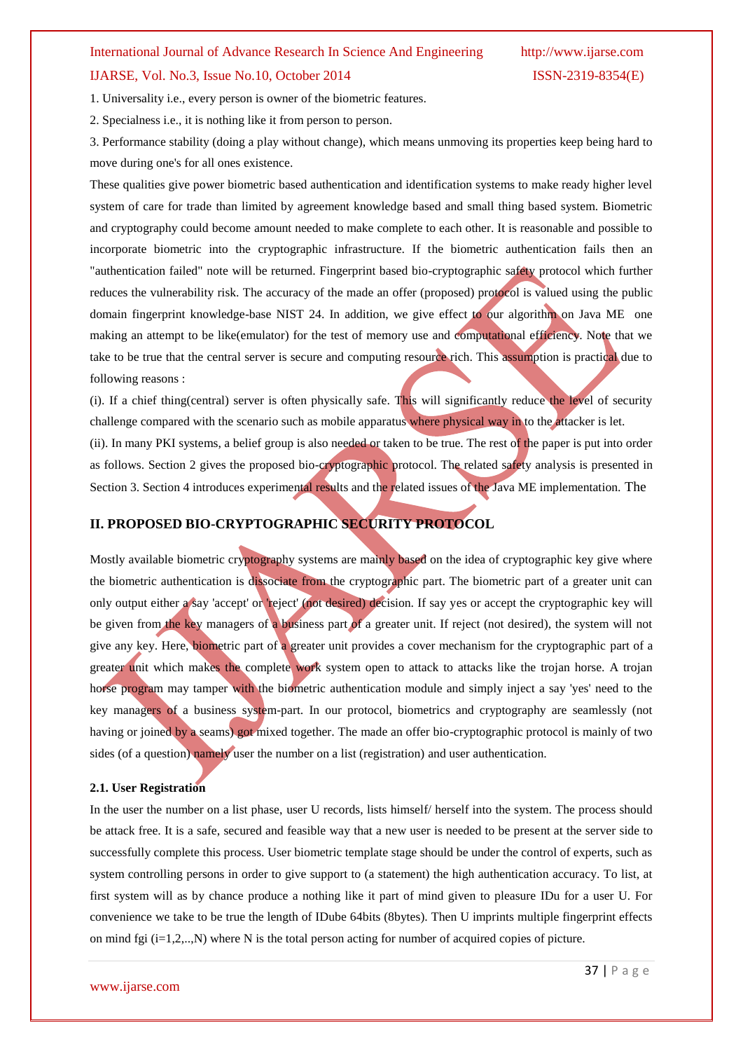1. Universality i.e., every person is owner of the biometric features.

2. Specialness i.e., it is nothing like it from person to person.

3. Performance stability (doing a play without change), which means unmoving its properties keep being hard to move during one's for all ones existence.

These qualities give power biometric based authentication and identification systems to make ready higher level system of care for trade than limited by agreement knowledge based and small thing based system. Biometric and cryptography could become amount needed to make complete to each other. It is reasonable and possible to incorporate biometric into the cryptographic infrastructure. If the biometric authentication fails then an "authentication failed" note will be returned. Fingerprint based bio-cryptographic safety protocol which further reduces the vulnerability risk. The accuracy of the made an offer (proposed) protocol is valued using the public domain fingerprint knowledge-base NIST 24. In addition, we give effect to our algorithm on Java ME one making an attempt to be like(emulator) for the test of memory use and computational efficiency. Note that we take to be true that the central server is secure and computing resource rich. This assumption is practical due to following reasons :

(i). If a chief thing(central) server is often physically safe. This will significantly reduce the level of security challenge compared with the scenario such as mobile apparatus where physical way in to the attacker is let.

(ii). In many PKI systems, a belief group is also needed or taken to be true. The rest of the paper is put into order as follows. Section 2 gives the proposed bio-cryptographic protocol. The related safety analysis is presented in Section 3. Section 4 introduces experimental results and the related issues of the Java ME implementation. The

## II. PROPOSED BIO-CRYPTOGRAPHIC SECURITY PROTOCOL

Mostly available biometric cryptography systems are mainly based on the idea of cryptographic key give where the biometric authentication is dissociate from the cryptographic part. The biometric part of a greater unit can only output either a say 'accept' or 'reject' (not desired) decision. If say yes or accept the cryptographic key will be given from the key managers of a business part of a greater unit. If reject (not desired), the system will not give any key. Here, biometric part of a greater unit provides a cover mechanism for the cryptographic part of a greater unit which makes the complete work system open to attack to attacks like the trojan horse. A trojan horse program may tamper with the biometric authentication module and simply inject a say 'yes' need to the key managers of a business system-part. In our protocol, biometrics and cryptography are seamlessly (not having or joined by a seams) got mixed together. The made an offer bio-cryptographic protocol is mainly of two sides (of a question) namely user the number on a list (registration) and user authentication.

### 2.1. User Registration

In the user the number on a list phase, user U records, lists himself/ herself into the system. The process should be attack free. It is a safe, secured and feasible way that a new user is needed to be present at the server side to successfully complete this process. User biometric template stage should be under the control of experts, such as system controlling persons in order to give support to (a statement) the high authentication accuracy. To list, at first system will as by chance produce a nothing like it part of mind given to pleasure IDu for a user U. For convenience we take to be true the length of IDube 64bits (8bytes). Then U imprints multiple fingerprint effects on mind fgi (i=1,2,..,N) where N is the total person acting for number of acquired copies of picture.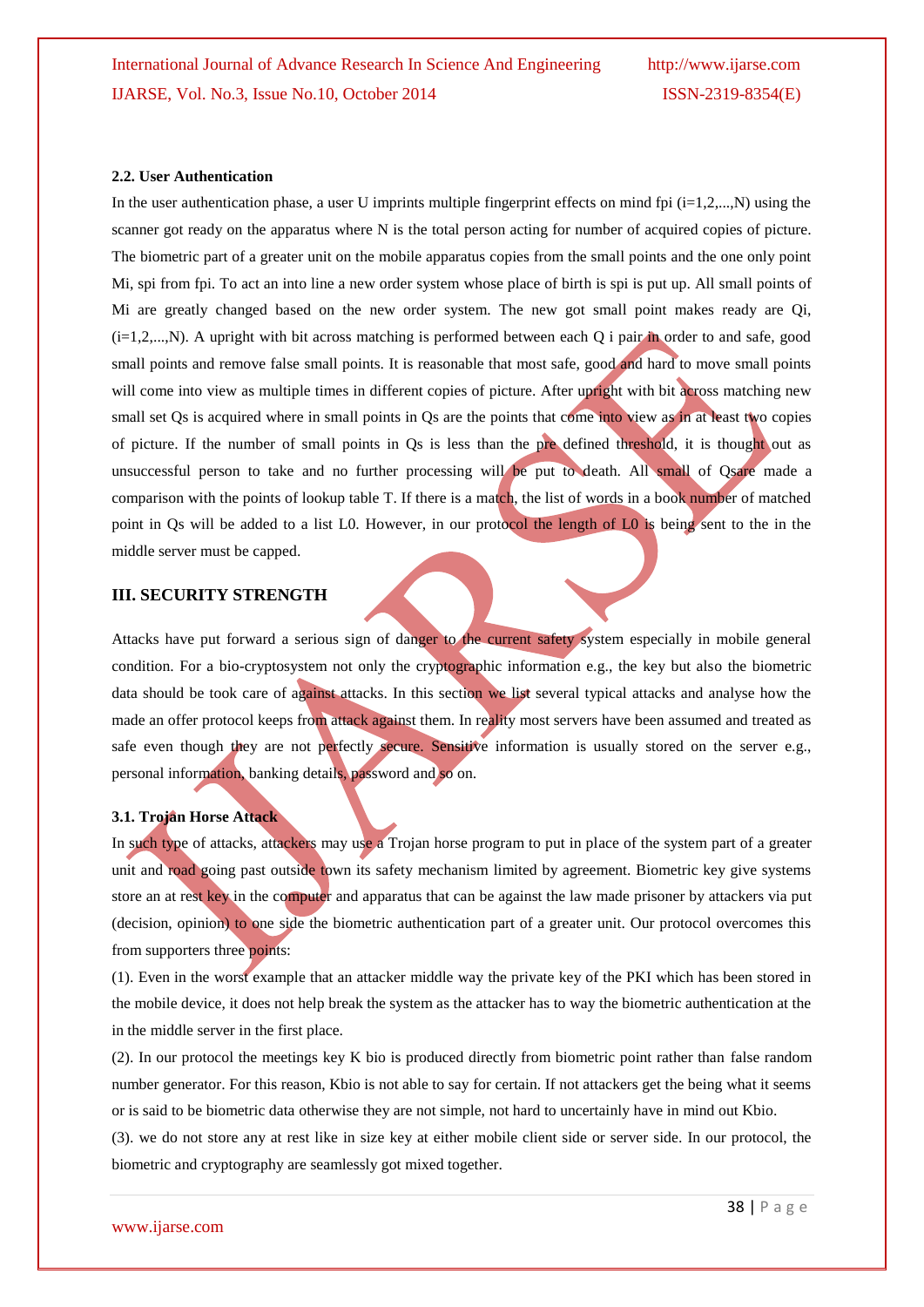### 2.2. User Authentication

In the user authentication phase, a user U imprints multiple fingerprint effects on mind fpi (i=1,2,...,N) using the scanner got ready on the apparatus where N is the total person acting for number of acquired copies of picture. The biometric part of a greater unit on the mobile apparatus copies from the small points and the one only point Mi, spi from fpi. To act an into line a new order system whose place of birth is spi is put up. All small points of Mi are greatly changed based on the new order system. The new got small point makes ready are Qi, (i=1,2,...,N). A upright with bit across matching is performed between each Q i pair in order to and safe, good small points and remove false small points. It is reasonable that most safe, good and hard to move small points will come into view as multiple times in different copies of picture. After upright with bit across matching new small set Qs is acquired where in small points in Qs are the points that come into view as in at least two copies of picture. If the number of small points in Qs is less than the pre defined threshold, it is thought out as unsuccessful person to take and no further processing will be put to death. All small of Qsare made a comparison with the points of lookup table T. If there is a match, the list of words in a book number of matched point in Qs will be added to a list L0. However, in our protocol the length of L0 is being sent to the in the middle server must be capped.

## III. SECURITY STRENGTH

Attacks have put forward a serious sign of danger to the current safety system especially in mobile general condition. For a bio-cryptosystem not only the cryptographic information e.g., the key but also the biometric data should be took care of against attacks. In this section we list several typical attacks and analyse how the made an offer protocol keeps from attack against them. In reality most servers have been assumed and treated as safe even though they are not perfectly secure. Sensitive information is usually stored on the server e.g., personal information, banking details, password and so on.

### 3.1. Trojan Horse Attack

In such type of attacks, attackers may use a Trojan horse program to put in place of the system part of a greater unit and road going past outside town its safety mechanism limited by agreement. Biometric key give systems store an at rest key in the computer and apparatus that can be against the law made prisoner by attackers via put (decision, opinion) to one side the biometric authentication part of a greater unit. Our protocol overcomes this from supporters three points:

(1). Even in the worst example that an attacker middle way the private key of the PKI which has been stored in the mobile device, it does not help break the system as the attacker has to way the biometric authentication at the in the middle server in the first place.

(2). In our protocol the meetings key K bio is produced directly from biometric point rather than false random number generator. For this reason, Kbio is not able to say for certain. If not attackers get the being what it seems or is said to be biometric data otherwise they are not simple, not hard to uncertainly have in mind out Kbio.

(3). we do not store any at rest like in size key at either mobile client side or server side. In our protocol, the biometric and cryptography are seamlessly got mixed together.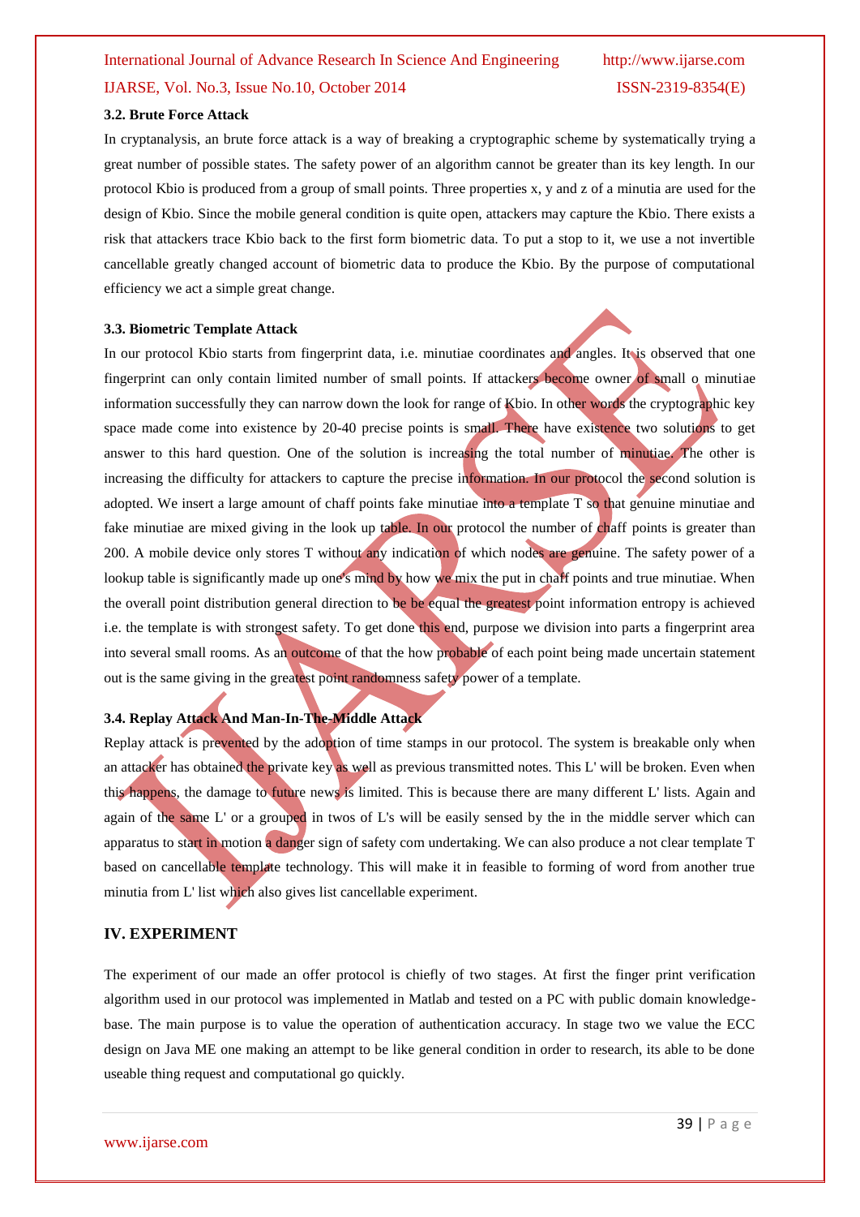### 3.2. Brute Force Attack

In cryptanalysis, an brute force attack is a way of breaking a cryptographic scheme by systematically trying a great number of possible states. The safety power of an algorithm cannot be greater than its key length. In our protocol Kbio is produced from a group of small points. Three properties x, y and z of a minutia are used for the design of Kbio. Since the mobile general condition is quite open, attackers may capture the Kbio. There exists a risk that attackers trace Kbio back to the first form biometric data. To put a stop to it, we use a not invertible cancellable greatly changed account of biometric data to produce the Kbio. By the purpose of computational efficiency we act a simple great change.

### 3.3. Biometric Template Attack

In our protocol Kbio starts from fingerprint data, i.e. minutiae coordinates and angles. It is observed that one fingerprint can only contain limited number of small points. If attackers become owner of small o minutiae information successfully they can narrow down the look for range of Kbio. In other words the cryptographic key space made come into existence by 20-40 precise points is small. There have existence two solutions to get answer to this hard question. One of the solution is increasing the total number of minutiae. The other is increasing the difficulty for attackers to capture the precise information. In our protocol the second solution is adopted. We insert a large amount of chaff points fake minutiae into a template T so that genuine minutiae and fake minutiae are mixed giving in the look up table. In our protocol the number of chaff points is greater than 200. A mobile device only stores T without any indication of which nodes are genuine. The safety power of a lookup table is significantly made up one's mind by how we mix the put in chaff points and true minutiae. When the overall point distribution general direction to be be equal the greatest point information entropy is achieved i.e. the template is with strongest safety. To get done this end, purpose we division into parts a fingerprint area into several small rooms. As an outcome of that the how probable of each point being made uncertain statement out is the same giving in the greatest point randomness safety power of a template.

### 3.4. Replay Attack And Man-In-The-Middle Attack

Replay attack is prevented by the adoption of time stamps in our protocol. The system is breakable only when an attacker has obtained the private key as well as previous transmitted notes. This L' will be broken. Even when this happens, the damage to future news is limited. This is because there are many different L' lists. Again and again of the same L' or a grouped in twos of L's will be easily sensed by the in the middle server which can apparatus to start in motion a danger sign of safety com undertaking. We can also produce a not clear template T based on cancellable template technology. This will make it in feasible to forming of word from another true minutia from L' list which also gives list cancellable experiment.

## IV. EXPERIMENT

The experiment of our made an offer protocol is chiefly of two stages. At first the finger print verification algorithm used in our protocol was implemented in Matlab and tested on a PC with public domain knowledge-base. The main purpose is to value the operation of authentication accuracy. In stage two we value the ECC design on Java ME one making an attempt to be like general condition in order to research, its able to be done useable thing request and computational go quickly.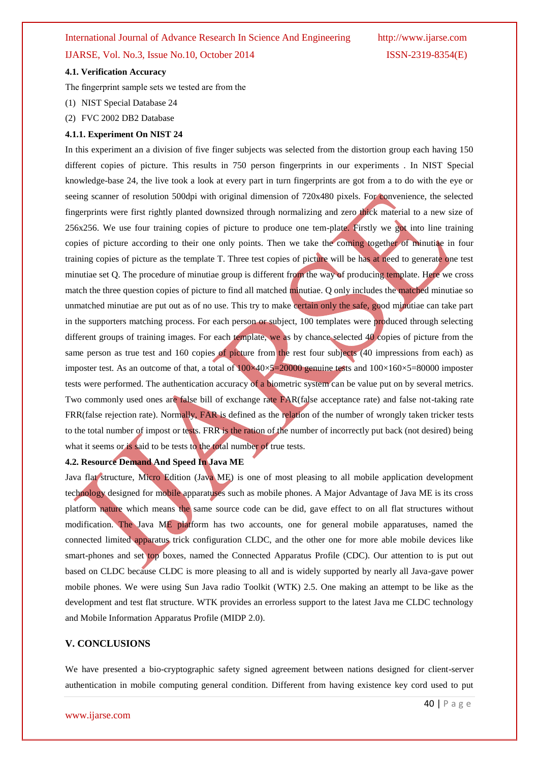#### 4.1. Verification Accuracy

The fingerprint sample sets we tested are from the

(1) NIST Special Database 24

(2) FVC 2002 DB2 Database

#### 4.1.1. Experiment On NIST 24

In this experiment an a division of five finger subjects was selected from the distortion group each having 150 different copies of picture. This results in 750 person fingerprints in our experiments . In NIST Special knowledge-base 24, the live took a look at every part in turn fingerprints are got from a to do with the eye or seeing scanner of resolution 500dpi with original dimension of 720x480 pixels. For convenience, the selected fingerprints were first rightly planted downsized through normalizing and zero thick material to a new size of 256x256. We use four training copies of picture to produce one tem-plate. Firstly we got into line training copies of picture according to their one only points. Then we take the coming together of minutiae in four training copies of picture as the template T. Three test copies of picture will be has at need to generate one test minutiae set Q. The procedure of minutiae group is different from the way of producing template. Here we cross match the three question copies of picture to find all matched minutiae. Q only includes the matched minutiae so unmatched minutiae are put out as of no use. This try to make certain only the safe, good minutiae can take part in the supporters matching process. For each person or subject, 100 templates were produced through selecting different groups of training images. For each template, we as by chance selected 40 copies of picture from the same person as true test and 160 copies of picture from the rest four subjects (40 impressions from each) as imposter test. As an outcome of that, a total of $100\times40\times5=20000$ genuine tests and $100\times160\times5=80000$ imposter tests were performed. The authentication accuracy of a biometric system can be value put on by several metrics. Two commonly used ones are false bill of exchange rate FAR(false acceptance rate) and false not-taking rate FRR(false rejection rate). Normally, FAR is defined as the relation of the number of wrongly taken tricker tests to the total number of impost or tests. FRR is the ration of the number of incorrectly put back (not desired) being what it seems or is said to be tests to the total number of true tests.

### 4.2. Resource Demand And Speed In Java ME

Java flat structure, Micro Edition (Java ME) is one of most pleasing to all mobile application development technology designed for mobile apparatuses such as mobile phones. A Major Advantage of Java ME is its cross platform nature which means the same source code can be did, gave effect to on all flat structures without modification. The Java ME platform has two accounts, one for general mobile apparatuses, named the connected limited apparatus trick configuration CLDC, and the other one for more able mobile devices like smart-phones and set top boxes, named the Connected Apparatus Profile (CDC). Our attention to is put out based on CLDC because CLDC is more pleasing to all and is widely supported by nearly all Java-gave power mobile phones. We were using Sun Java radio Toolkit (WTK) 2.5. One making an attempt to be like as the development and test flat structure. WTK provides an errorless support to the latest Java me CLDC technology and Mobile Information Apparatus Profile (MIDP 2.0).

## V. CONCLUSIONS

We have presented a bio-cryptographic safety signed agreement between nations designed for client-server authentication in mobile computing general condition. Different from having existence key cord used to put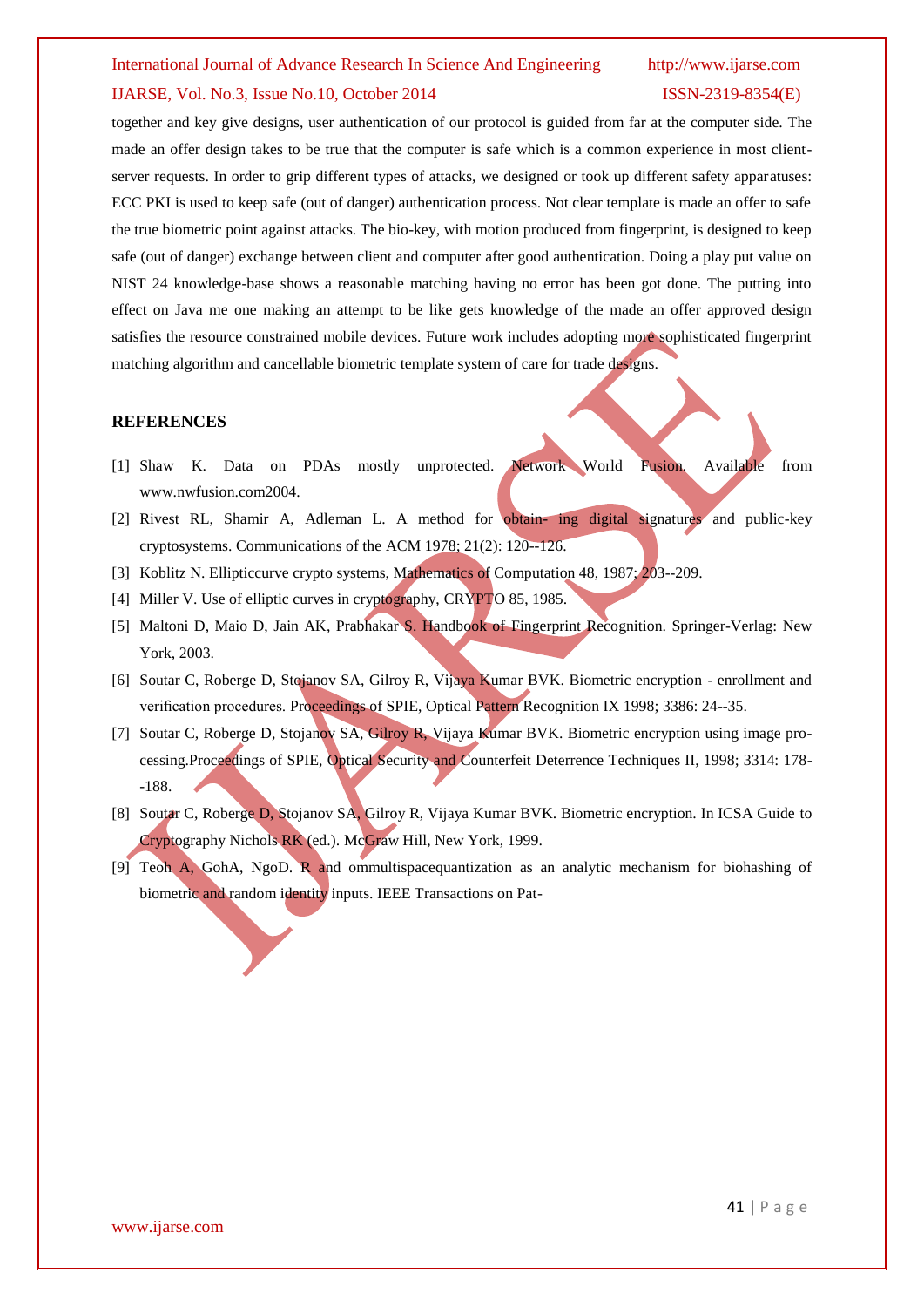together and key give designs, user authentication of our protocol is guided from far at the computer side. The made an offer design takes to be true that the computer is safe which is a common experience in most client-server requests. In order to grip different types of attacks, we designed or took up different safety apparatuses: ECC PKI is used to keep safe (out of danger) authentication process. Not clear template is made an offer to safe the true biometric point against attacks. The bio-key, with motion produced from fingerprint, is designed to keep safe (out of danger) exchange between client and computer after good authentication. Doing a play put value on NIST 24 knowledge-base shows a reasonable matching having no error has been got done. The putting into effect on Java me one making an attempt to be like gets knowledge of the made an offer approved design satisfies the resource constrained mobile devices. Future work includes adopting more sophisticated fingerprint matching algorithm and cancellable biometric template system of care for trade designs.

## REFERENCES

[1] Shaw K. Data on PDAs mostly unprotected. Network World Fusion. Available from www.nwfusion.com2004.

[2] Rivest RL, Shamir A, Adleman L. A method for obtain- ing digital signatures and public-key cryptosystems. Communications of the ACM 1978; 21(2): 120--126.

[3] Koblitz N. Ellipticcurve crypto systems, Mathematics of Computation 48, 1987; 203--209.

[4] Miller V. Use of elliptic curves in cryptography, CRYPTO 85, 1985.

[5] Maltoni D, Maio D, Jain AK, Prabhakar S. Handbook of Fingerprint Recognition. Springer-Verlag: New York, 2003.

[6] Soutar C, Roberge D, Stojanov SA, Gilroy R, Vijaya Kumar BVK. Biometric encryption - enrollment and verification procedures. Proceedings of SPIE, Optical Pattern Recognition IX 1998; 3386: 24--35.

[7] Soutar C, Roberge D, Stojanov SA, Gilroy R, Vijaya Kumar BVK. Biometric encryption using image processing.Proceedings of SPIE, Optical Security and Counterfeit Deterrence Techniques II, 1998; 3314: 178--188.

[8] Soutar C, Roberge D, Stojanov SA, Gilroy R, Vijaya Kumar BVK. Biometric encryption. In ICSA Guide to Cryptography Nichols RK (ed.). McGraw Hill, New York, 1999.

[9] Teoh A, GohA, NgoD. R and ommultispacequantization as an analytic mechanism for biohashing of biometric and random identity inputs. IEEE Transactions on Pat-